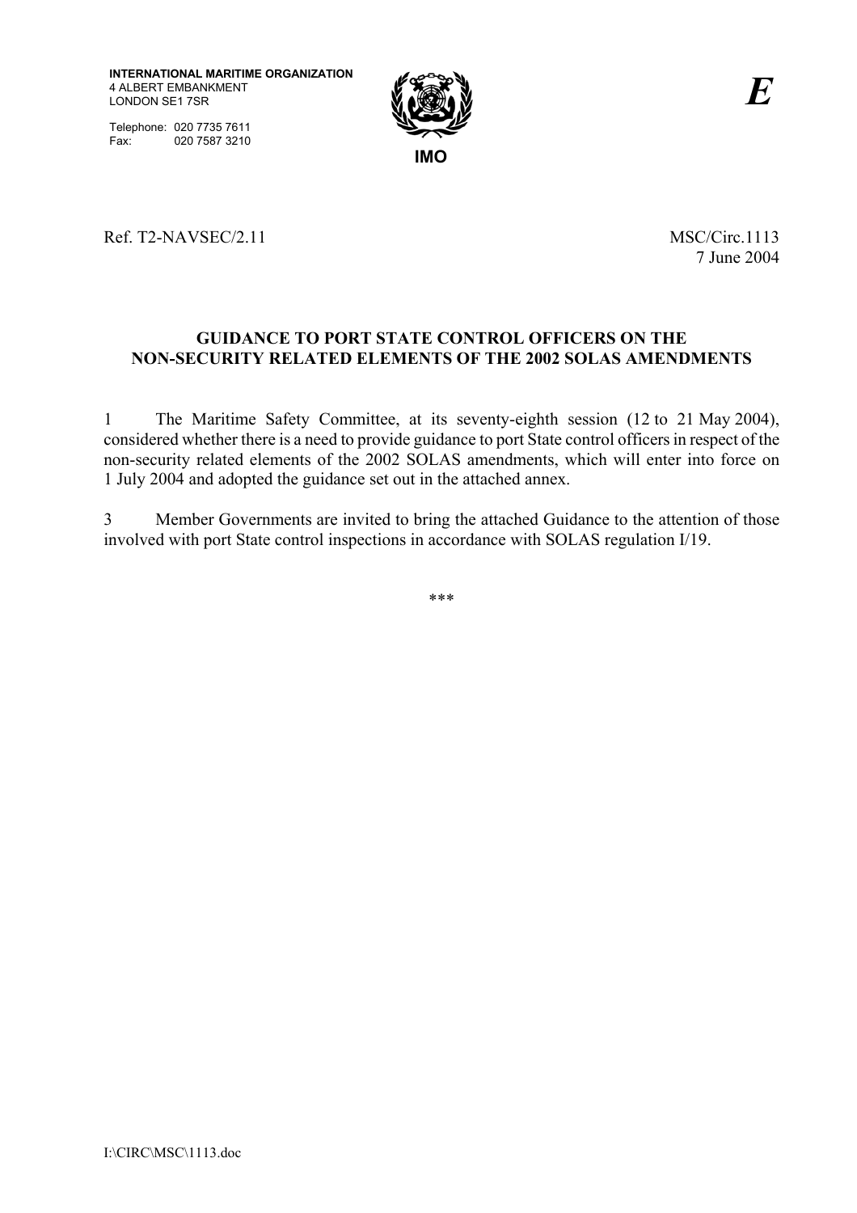**INTERNATIONAL MARITIME ORGANIZATION**
4 ALBERT EMBANKMENT
LONDON SE1 7SR

Telephone: 020 7735 7611
Fax: 020 7587 3210

**IMO**

***E***

Ref. T2-NAVSEC/2.11

MSC/Circ.1113
7 June 2004

## GUIDANCE TO PORT STATE CONTROL OFFICERS ON THE NON-SECURITY RELATED ELEMENTS OF THE 2002 SOLAS AMENDMENTS

1 The Maritime Safety Committee, at its seventy-eighth session (12 to 21 May 2004), considered whether there is a need to provide guidance to port State control officers in respect of the non-security related elements of the 2002 SOLAS amendments, which will enter into force on 1 July 2004 and adopted the guidance set out in the attached annex.

3 Member Governments are invited to bring the attached Guidance to the attention of those involved with port State control inspections in accordance with SOLAS regulation I/19.

\*\*\*

I:\CIRC\MSC\1113.doc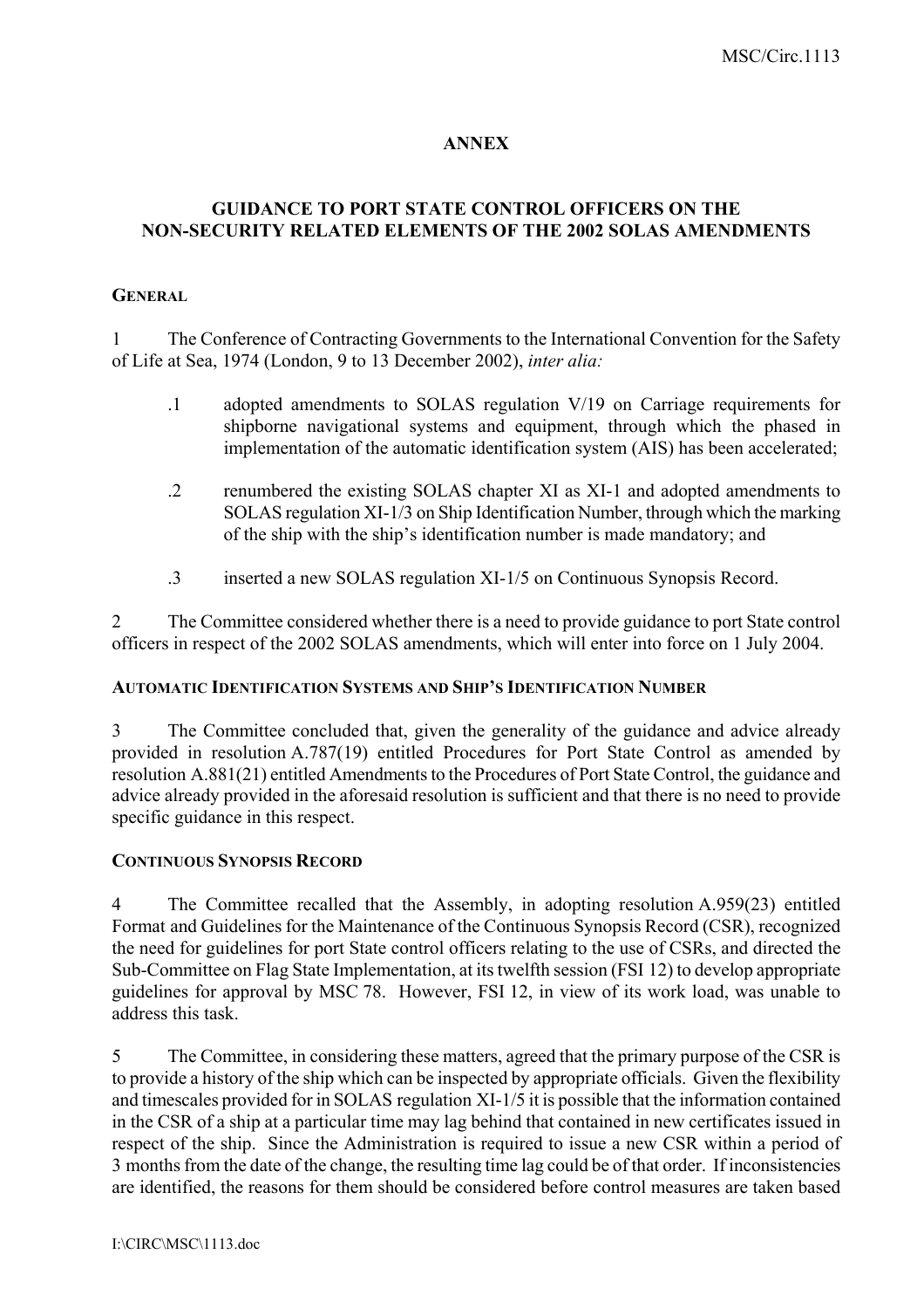**ANNEX**

**GUIDANCE TO PORT STATE CONTROL OFFICERS ON THE NON-SECURITY RELATED ELEMENTS OF THE 2002 SOLAS AMENDMENTS**

**GENERAL**

1 The Conference of Contracting Governments to the International Convention for the Safety of Life at Sea, 1974 (London, 9 to 13 December 2002), *inter alia:*

.1 adopted amendments to SOLAS regulation V/19 on Carriage requirements for shipborne navigational systems and equipment, through which the phased in implementation of the automatic identification system (AIS) has been accelerated;

.2 renumbered the existing SOLAS chapter XI as XI-1 and adopted amendments to SOLAS regulation XI-1/3 on Ship Identification Number, through which the marking of the ship with the ship's identification number is made mandatory; and

.3 inserted a new SOLAS regulation XI-1/5 on Continuous Synopsis Record.

2 The Committee considered whether there is a need to provide guidance to port State control officers in respect of the 2002 SOLAS amendments, which will enter into force on 1 July 2004.

**AUTOMATIC IDENTIFICATION SYSTEMS AND SHIP'S IDENTIFICATION NUMBER**

3 The Committee concluded that, given the generality of the guidance and advice already provided in resolution A.787(19) entitled Procedures for Port State Control as amended by resolution A.881(21) entitled Amendments to the Procedures of Port State Control, the guidance and advice already provided in the aforesaid resolution is sufficient and that there is no need to provide specific guidance in this respect.

**CONTINUOUS SYNOPSIS RECORD**

4 The Committee recalled that the Assembly, in adopting resolution A.959(23) entitled Format and Guidelines for the Maintenance of the Continuous Synopsis Record (CSR), recognized the need for guidelines for port State control officers relating to the use of CSRs, and directed the Sub-Committee on Flag State Implementation, at its twelfth session (FSI 12) to develop appropriate guidelines for approval by MSC 78. However, FSI 12, in view of its work load, was unable to address this task.

5 The Committee, in considering these matters, agreed that the primary purpose of the CSR is to provide a history of the ship which can be inspected by appropriate officials. Given the flexibility and timescales provided for in SOLAS regulation XI-1/5 it is possible that the information contained in the CSR of a ship at a particular time may lag behind that contained in new certificates issued in respect of the ship. Since the Administration is required to issue a new CSR within a period of 3 months from the date of the change, the resulting time lag could be of that order. If inconsistencies are identified, the reasons for them should be considered before control measures are taken based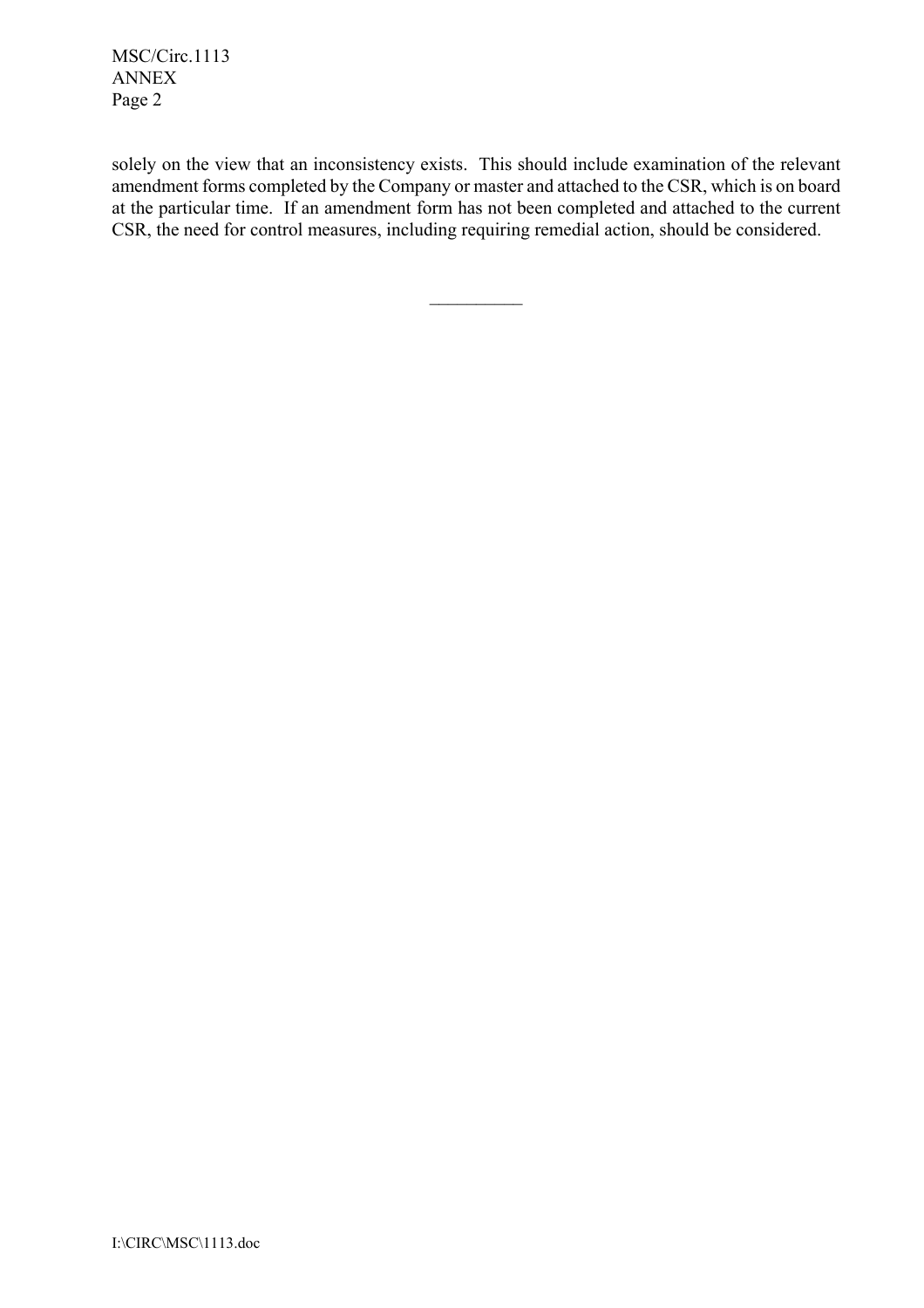solely on the view that an inconsistency exists. This should include examination of the relevant amendment forms completed by the Company or master and attached to the CSR, which is on board at the particular time. If an amendment form has not been completed and attached to the current CSR, the need for control measures, including requiring remedial action, should be considered.

\_\_\_\_\_\_\_\_\_\_\_